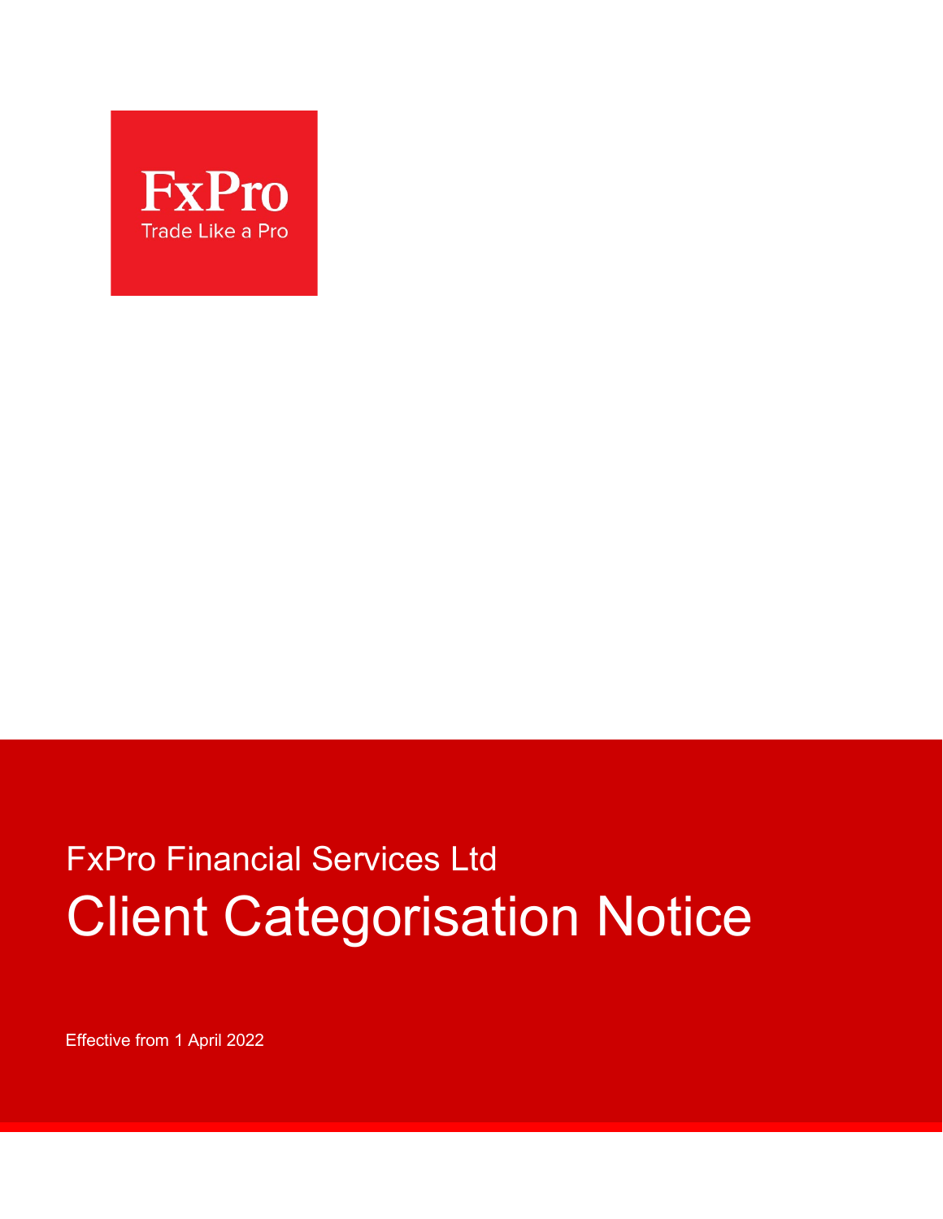FxPro

Trade Like a Pro

FxPro Financial Services Ltd

# Client Categorisation Notice

Effective from 1 April 2022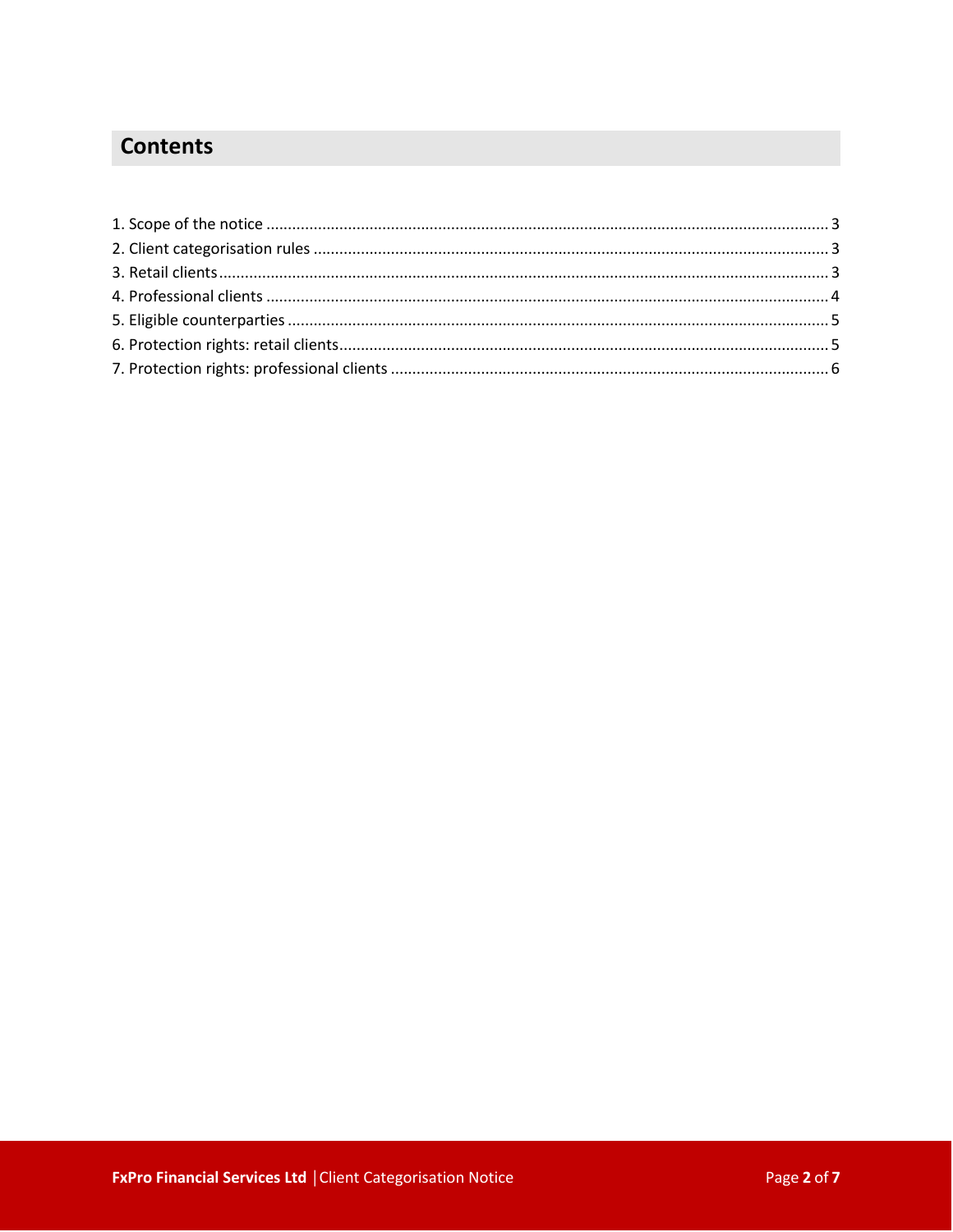## Contents

1. Scope of the notice ........ 3
2. Client categorisation rules ........ 3
3. Retail clients ........ 3
4. Professional clients ........ 4
5. Eligible counterparties ........ 5
6. Protection rights: retail clients ........ 5
7. Protection rights: professional clients ........ 6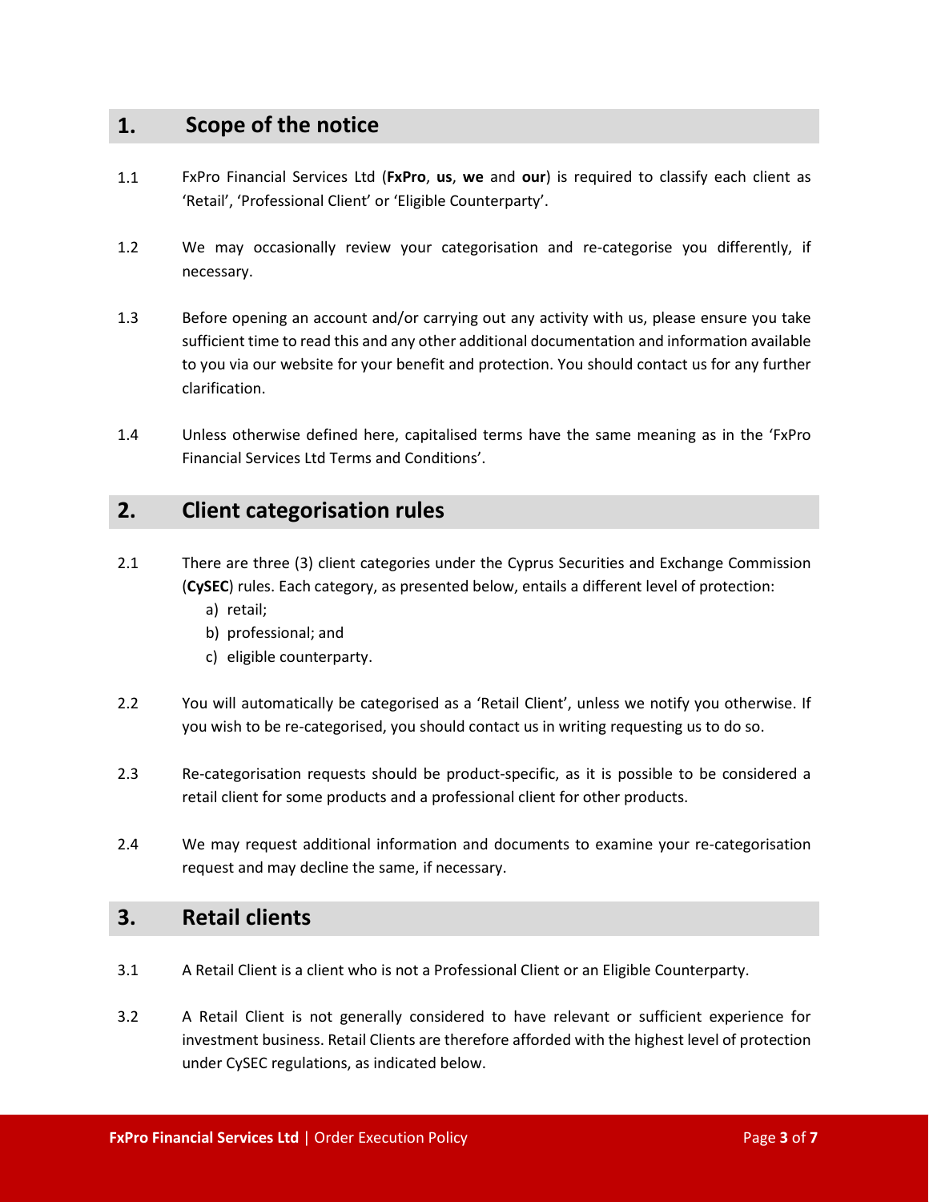## 1. Scope of the notice

1.1 FxPro Financial Services Ltd (**FxPro**, **us**, **we** and **our**) is required to classify each client as 'Retail', 'Professional Client' or 'Eligible Counterparty'.

1.2 We may occasionally review your categorisation and re-categorise you differently, if necessary.

1.3 Before opening an account and/or carrying out any activity with us, please ensure you take sufficient time to read this and any other additional documentation and information available to you via our website for your benefit and protection. You should contact us for any further clarification.

1.4 Unless otherwise defined here, capitalised terms have the same meaning as in the 'FxPro Financial Services Ltd Terms and Conditions'.

## 2. Client categorisation rules

2.1 There are three (3) client categories under the Cyprus Securities and Exchange Commission (**CySEC**) rules. Each category, as presented below, entails a different level of protection:

a) retail;
b) professional; and
c) eligible counterparty.

2.2 You will automatically be categorised as a 'Retail Client', unless we notify you otherwise. If you wish to be re-categorised, you should contact us in writing requesting us to do so.

2.3 Re-categorisation requests should be product-specific, as it is possible to be considered a retail client for some products and a professional client for other products.

2.4 We may request additional information and documents to examine your re-categorisation request and may decline the same, if necessary.

## 3. Retail clients

3.1 A Retail Client is a client who is not a Professional Client or an Eligible Counterparty.

3.2 A Retail Client is not generally considered to have relevant or sufficient experience for investment business. Retail Clients are therefore afforded with the highest level of protection under CySEC regulations, as indicated below.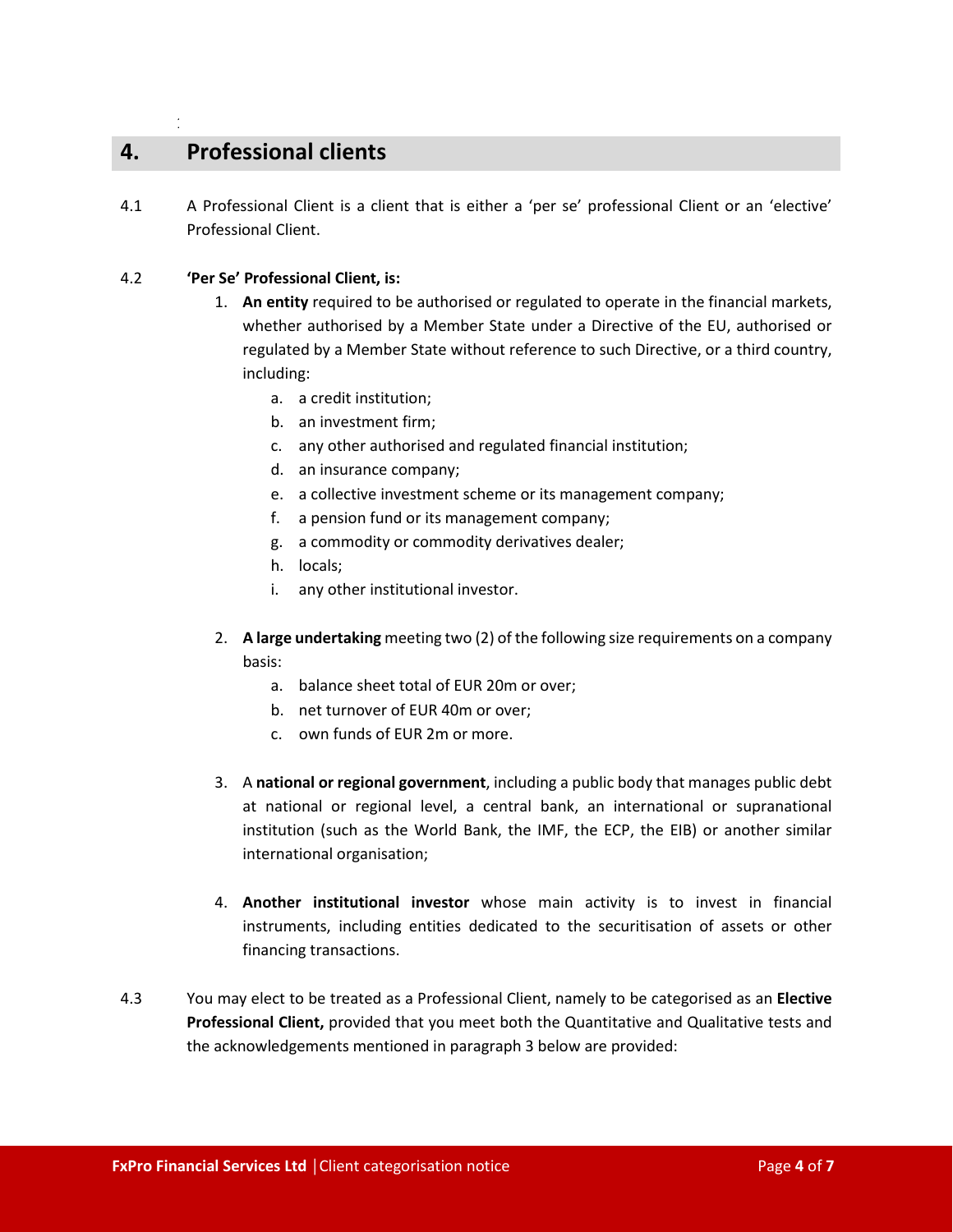## 4. Professional clients

4.1 A Professional Client is a client that is either a 'per se' professional Client or an 'elective' Professional Client.

4.2 **'Per Se' Professional Client, is:**

1. **An entity** required to be authorised or regulated to operate in the financial markets, whether authorised by a Member State under a Directive of the EU, authorised or regulated by a Member State without reference to such Directive, or a third country, including:
   a. a credit institution;
   b. an investment firm;
   c. any other authorised and regulated financial institution;
   d. an insurance company;
   e. a collective investment scheme or its management company;
   f. a pension fund or its management company;
   g. a commodity or commodity derivatives dealer;
   h. locals;
   i. any other institutional investor.

2. **A large undertaking** meeting two (2) of the following size requirements on a company basis:
   a. balance sheet total of EUR 20m or over;
   b. net turnover of EUR 40m or over;
   c. own funds of EUR 2m or more.

3. A **national or regional government**, including a public body that manages public debt at national or regional level, a central bank, an international or supranational institution (such as the World Bank, the IMF, the ECP, the EIB) or another similar international organisation;

4. **Another institutional investor** whose main activity is to invest in financial instruments, including entities dedicated to the securitisation of assets or other financing transactions.

4.3 You may elect to be treated as a Professional Client, namely to be categorised as an **Elective Professional Client,** provided that you meet both the Quantitative and Qualitative tests and the acknowledgements mentioned in paragraph 3 below are provided: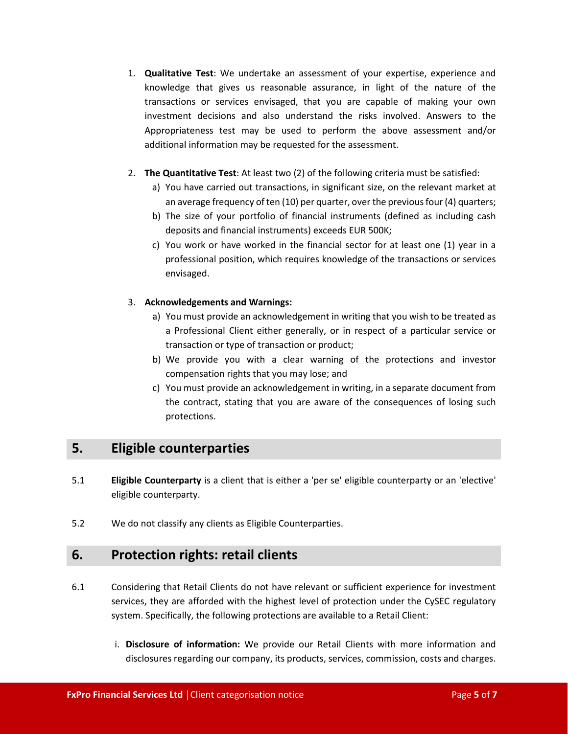1. **Qualitative Test**: We undertake an assessment of your expertise, experience and knowledge that gives us reasonable assurance, in light of the nature of the transactions or services envisaged, that you are capable of making your own investment decisions and also understand the risks involved. Answers to the Appropriateness test may be used to perform the above assessment and/or additional information may be requested for the assessment.

2. **The Quantitative Test**: At least two (2) of the following criteria must be satisfied:
   a) You have carried out transactions, in significant size, on the relevant market at an average frequency of ten (10) per quarter, over the previous four (4) quarters;
   b) The size of your portfolio of financial instruments (defined as including cash deposits and financial instruments) exceeds EUR 500K;
   c) You work or have worked in the financial sector for at least one (1) year in a professional position, which requires knowledge of the transactions or services envisaged.

3. **Acknowledgements and Warnings:**
   a) You must provide an acknowledgement in writing that you wish to be treated as a Professional Client either generally, or in respect of a particular service or transaction or type of transaction or product;
   b) We provide you with a clear warning of the protections and investor compensation rights that you may lose; and
   c) You must provide an acknowledgement in writing, in a separate document from the contract, stating that you are aware of the consequences of losing such protections.

## 5. Eligible counterparties

5.1 **Eligible Counterparty** is a client that is either a 'per se' eligible counterparty or an 'elective' eligible counterparty.

5.2 We do not classify any clients as Eligible Counterparties.

## 6. Protection rights: retail clients

6.1 Considering that Retail Clients do not have relevant or sufficient experience for investment services, they are afforded with the highest level of protection under the CySEC regulatory system. Specifically, the following protections are available to a Retail Client:

i. **Disclosure of information:** We provide our Retail Clients with more information and disclosures regarding our company, its products, services, commission, costs and charges.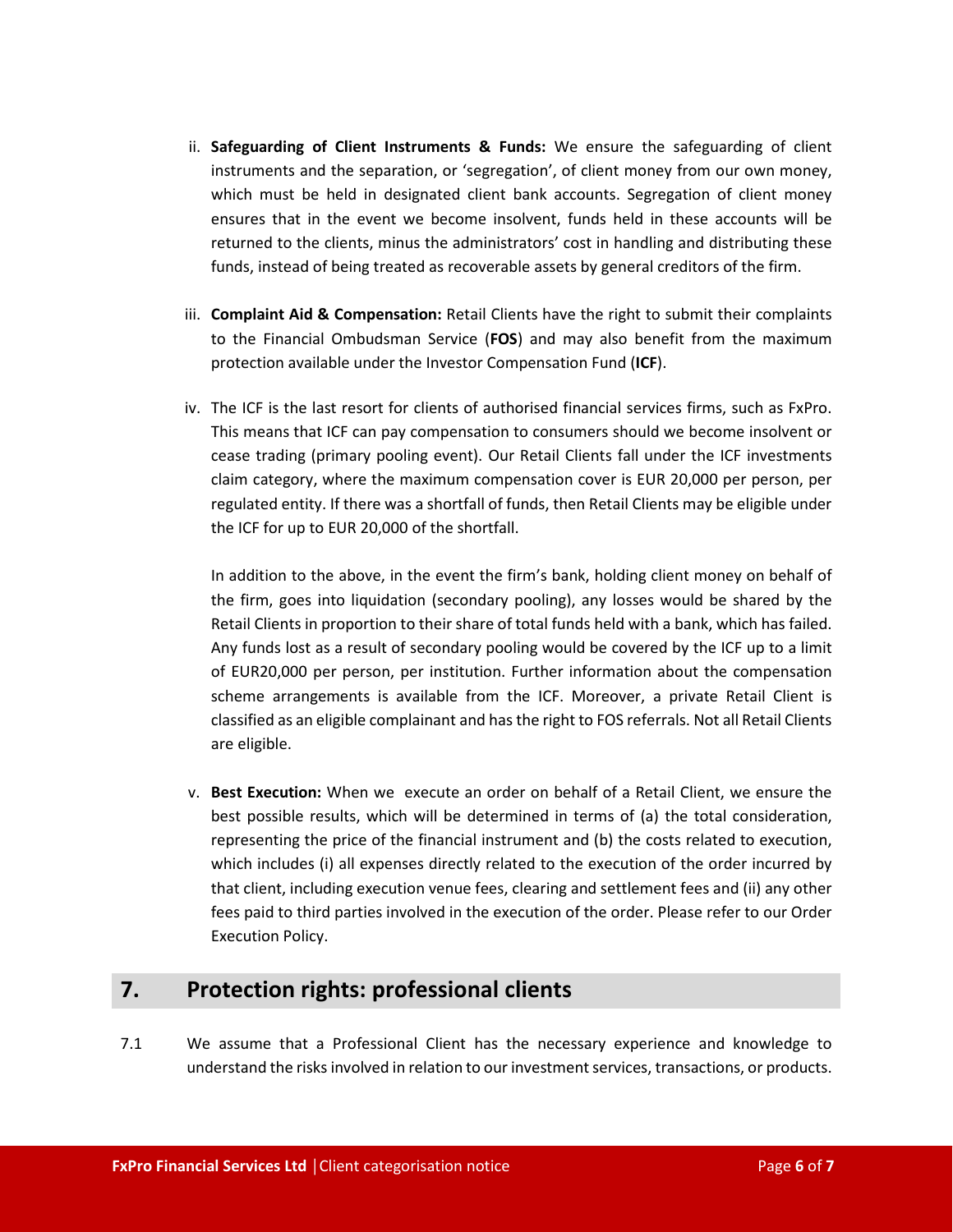ii. **Safeguarding of Client Instruments & Funds:** We ensure the safeguarding of client instruments and the separation, or 'segregation', of client money from our own money, which must be held in designated client bank accounts. Segregation of client money ensures that in the event we become insolvent, funds held in these accounts will be returned to the clients, minus the administrators' cost in handling and distributing these funds, instead of being treated as recoverable assets by general creditors of the firm.

iii. **Complaint Aid & Compensation:** Retail Clients have the right to submit their complaints to the Financial Ombudsman Service (**FOS**) and may also benefit from the maximum protection available under the Investor Compensation Fund (**ICF**).

iv. The ICF is the last resort for clients of authorised financial services firms, such as FxPro. This means that ICF can pay compensation to consumers should we become insolvent or cease trading (primary pooling event). Our Retail Clients fall under the ICF investments claim category, where the maximum compensation cover is EUR 20,000 per person, per regulated entity. If there was a shortfall of funds, then Retail Clients may be eligible under the ICF for up to EUR 20,000 of the shortfall.

   In addition to the above, in the event the firm's bank, holding client money on behalf of the firm, goes into liquidation (secondary pooling), any losses would be shared by the Retail Clients in proportion to their share of total funds held with a bank, which has failed. Any funds lost as a result of secondary pooling would be covered by the ICF up to a limit of EUR20,000 per person, per institution. Further information about the compensation scheme arrangements is available from the ICF. Moreover, a private Retail Client is classified as an eligible complainant and has the right to FOS referrals. Not all Retail Clients are eligible.

v. **Best Execution:** When we execute an order on behalf of a Retail Client, we ensure the best possible results, which will be determined in terms of (a) the total consideration, representing the price of the financial instrument and (b) the costs related to execution, which includes (i) all expenses directly related to the execution of the order incurred by that client, including execution venue fees, clearing and settlement fees and (ii) any other fees paid to third parties involved in the execution of the order. Please refer to our Order Execution Policy.

## 7. Protection rights: professional clients

7.1 We assume that a Professional Client has the necessary experience and knowledge to understand the risks involved in relation to our investment services, transactions, or products.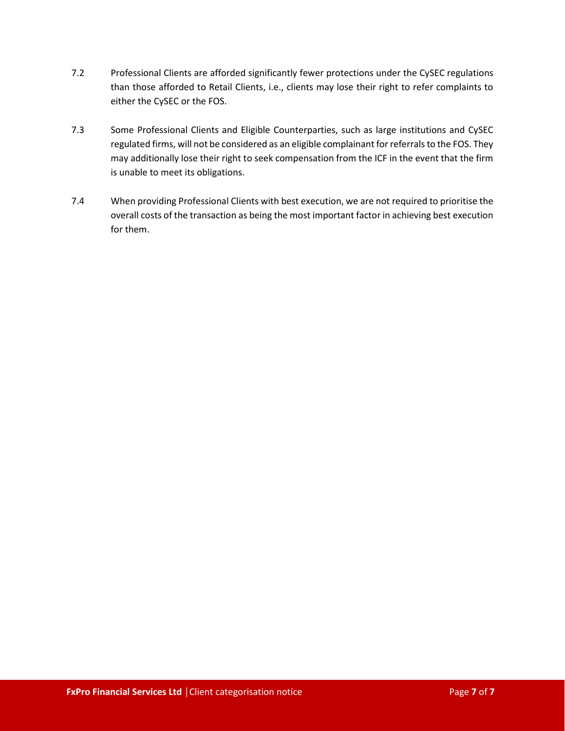7.2 Professional Clients are afforded significantly fewer protections under the CySEC regulations than those afforded to Retail Clients, i.e., clients may lose their right to refer complaints to either the CySEC or the FOS.

7.3 Some Professional Clients and Eligible Counterparties, such as large institutions and CySEC regulated firms, will not be considered as an eligible complainant for referrals to the FOS. They may additionally lose their right to seek compensation from the ICF in the event that the firm is unable to meet its obligations.

7.4 When providing Professional Clients with best execution, we are not required to prioritise the overall costs of the transaction as being the most important factor in achieving best execution for them.